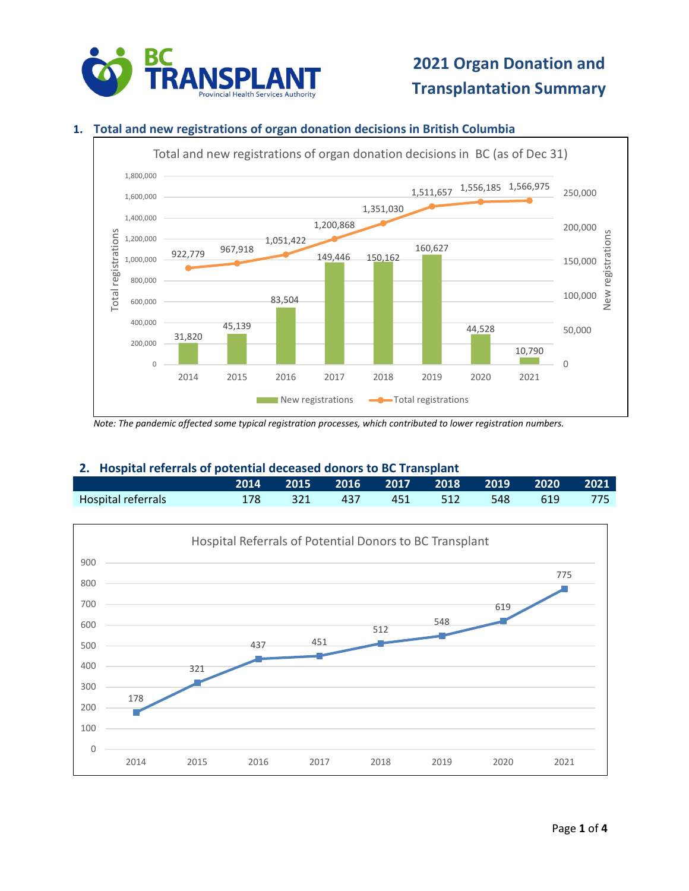# 2021 Organ Donation and Transplantation Summary

## 1. Total and new registrations of organ donation decisions in British Columbia

Total and new registrations of organ donation decisions in BC (as of Dec 31)

| Year | New registrations | Total registrations |
|---|---|---|
| 2014 | 31,820 | 922,779 |
| 2015 | 45,139 | 967,918 |
| 2016 | 83,504 | 1,051,422 |
| 2017 | 149,446 | 1,200,868 |
| 2018 | 150,162 | 1,351,030 |
| 2019 | 160,627 | 1,511,657 |
| 2020 | 44,528 | 1,556,185 |
| 2021 | 10,790 | 1,566,975 |

*Note: The pandemic affected some typical registration processes, which contributed to lower registration numbers.*

## 2. Hospital referrals of potential deceased donors to BC Transplant

| | 2014 | 2015 | 2016 | 2017 | 2018 | 2019 | 2020 | 2021 |
|---|---|---|---|---|---|---|---|---|
| Hospital referrals | 178 | 321 | 437 | 451 | 512 | 548 | 619 | 775 |

Hospital Referrals of Potential Donors to BC Transplant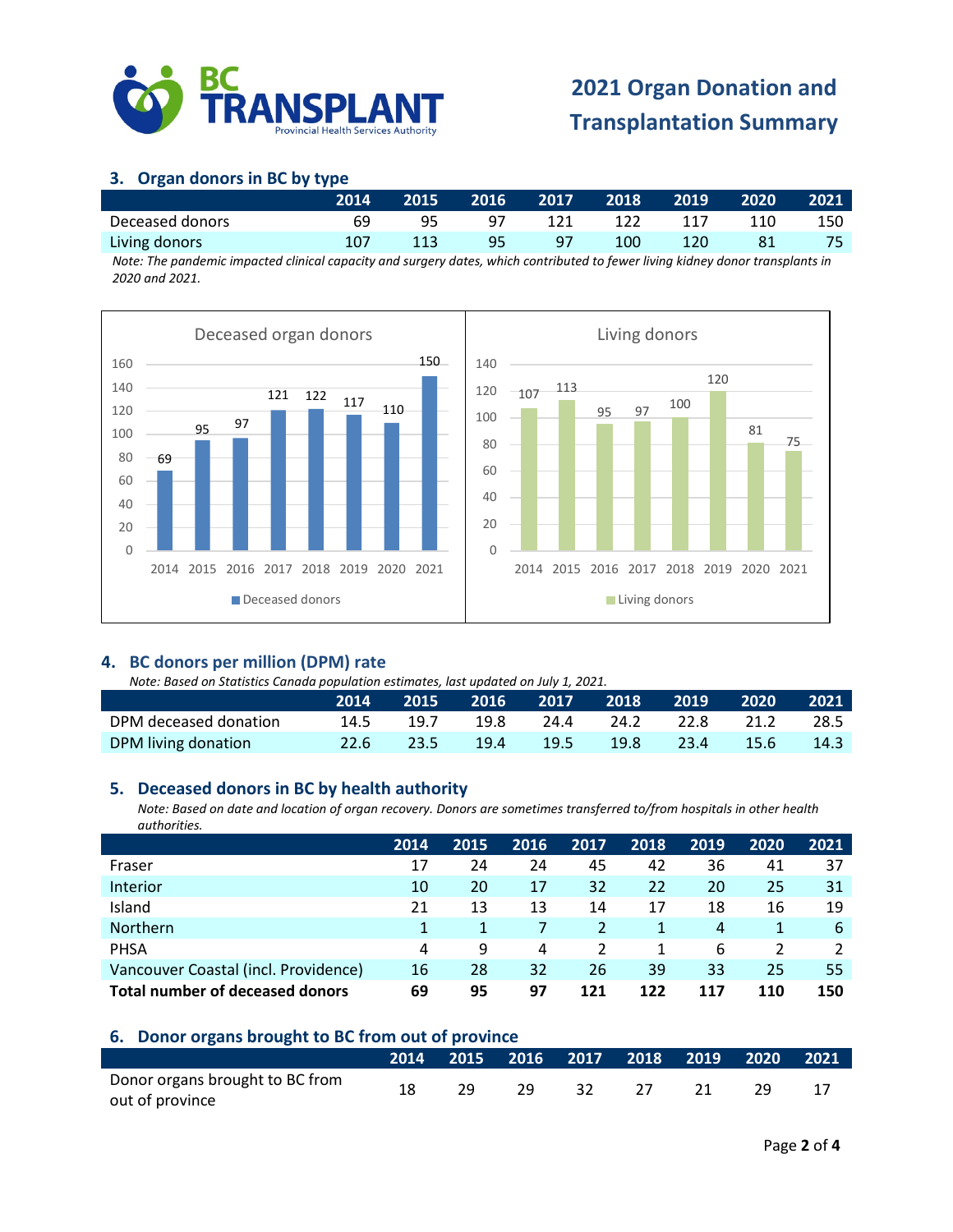# 2021 Organ Donation and Transplantation Summary

## 3. Organ donors in BC by type

| | 2014 | 2015 | 2016 | 2017 | 2018 | 2019 | 2020 | 2021 |
|---|---|---|---|---|---|---|---|---|
| Deceased donors | 69 | 95 | 97 | 121 | 122 | 117 | 110 | 150 |
| Living donors | 107 | 113 | 95 | 97 | 100 | 120 | 81 | 75 |

*Note: The pandemic impacted clinical capacity and surgery dates, which contributed to fewer living kidney donor transplants in 2020 and 2021.*

Deceased organ donors

| Year | Deceased donors |
|---|---|
| 2014 | 69 |
| 2015 | 95 |
| 2016 | 97 |
| 2017 | 121 |
| 2018 | 122 |
| 2019 | 117 |
| 2020 | 110 |
| 2021 | 150 |

Living donors

| Year | Living donors |
|---|---|
| 2014 | 107 |
| 2015 | 113 |
| 2016 | 95 |
| 2017 | 97 |
| 2018 | 100 |
| 2019 | 120 |
| 2020 | 81 |
| 2021 | 75 |

## 4. BC donors per million (DPM) rate

*Note: Based on Statistics Canada population estimates, last updated on July 1, 2021.*

| | 2014 | 2015 | 2016 | 2017 | 2018 | 2019 | 2020 | 2021 |
|---|---|---|---|---|---|---|---|---|
| DPM deceased donation | 14.5 | 19.7 | 19.8 | 24.4 | 24.2 | 22.8 | 21.2 | 28.5 |
| DPM living donation | 22.6 | 23.5 | 19.4 | 19.5 | 19.8 | 23.4 | 15.6 | 14.3 |

## 5. Deceased donors in BC by health authority

*Note: Based on date and location of organ recovery. Donors are sometimes transferred to/from hospitals in other health authorities.*

| | 2014 | 2015 | 2016 | 2017 | 2018 | 2019 | 2020 | 2021 |
|---|---|---|---|---|---|---|---|---|
| Fraser | 17 | 24 | 24 | 45 | 42 | 36 | 41 | 37 |
| Interior | 10 | 20 | 17 | 32 | 22 | 20 | 25 | 31 |
| Island | 21 | 13 | 13 | 14 | 17 | 18 | 16 | 19 |
| Northern | 1 | 1 | 7 | 2 | 1 | 4 | 1 | 6 |
| PHSA | 4 | 9 | 4 | 2 | 1 | 6 | 2 | 2 |
| Vancouver Coastal (incl. Providence) | 16 | 28 | 32 | 26 | 39 | 33 | 25 | 55 |
| **Total number of deceased donors** | **69** | **95** | **97** | **121** | **122** | **117** | **110** | **150** |

## 6. Donor organs brought to BC from out of province

| | 2014 | 2015 | 2016 | 2017 | 2018 | 2019 | 2020 | 2021 |
|---|---|---|---|---|---|---|---|---|
| Donor organs brought to BC from out of province | 18 | 29 | 29 | 32 | 27 | 21 | 29 | 17 |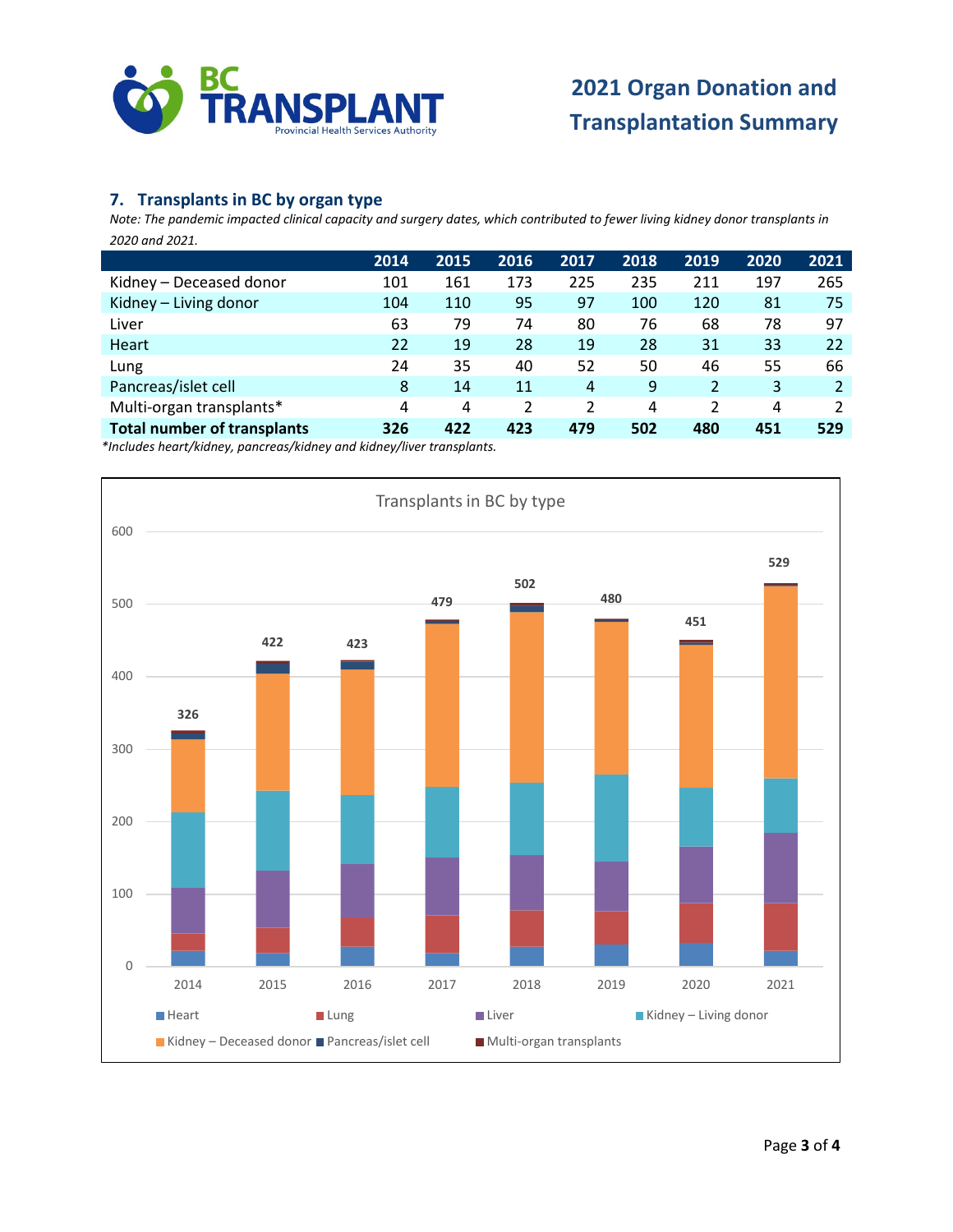## 7. Transplants in BC by organ type

*Note: The pandemic impacted clinical capacity and surgery dates, which contributed to fewer living kidney donor transplants in 2020 and 2021.*

| | 2014 | 2015 | 2016 | 2017 | 2018 | 2019 | 2020 | 2021 |
|---|---|---|---|---|---|---|---|---|
| Kidney – Deceased donor | 101 | 161 | 173 | 225 | 235 | 211 | 197 | 265 |
| Kidney – Living donor | 104 | 110 | 95 | 97 | 100 | 120 | 81 | 75 |
| Liver | 63 | 79 | 74 | 80 | 76 | 68 | 78 | 97 |
| Heart | 22 | 19 | 28 | 19 | 28 | 31 | 33 | 22 |
| Lung | 24 | 35 | 40 | 52 | 50 | 46 | 55 | 66 |
| Pancreas/islet cell | 8 | 14 | 11 | 4 | 9 | 2 | 3 | 2 |
| Multi-organ transplants* | 4 | 4 | 2 | 2 | 4 | 2 | 4 | 2 |
| **Total number of transplants** | **326** | **422** | **423** | **479** | **502** | **480** | **451** | **529** |

*Includes heart/kidney, pancreas/kidney and kidney/liver transplants.*

Transplants in BC by type

| | Heart | Lung | Liver | Kidney – Living donor | Kidney – Deceased donor | Pancreas/islet cell | Multi-organ transplants | Total |
|---|---|---|---|---|---|---|---|---|
| 2014 | 22 | 24 | 63 | 104 | 101 | 8 | 4 | 326 |
| 2015 | 19 | 35 | 79 | 110 | 161 | 14 | 4 | 422 |
| 2016 | 28 | 40 | 74 | 95 | 173 | 11 | 2 | 423 |
| 2017 | 19 | 52 | 80 | 97 | 225 | 4 | 2 | 479 |
| 2018 | 28 | 50 | 76 | 100 | 235 | 9 | 4 | 502 |
| 2019 | 31 | 46 | 68 | 120 | 211 | 2 | 2 | 480 |
| 2020 | 33 | 55 | 78 | 81 | 197 | 3 | 4 | 451 |
| 2021 | 22 | 66 | 97 | 75 | 265 | 2 | 2 | 529 |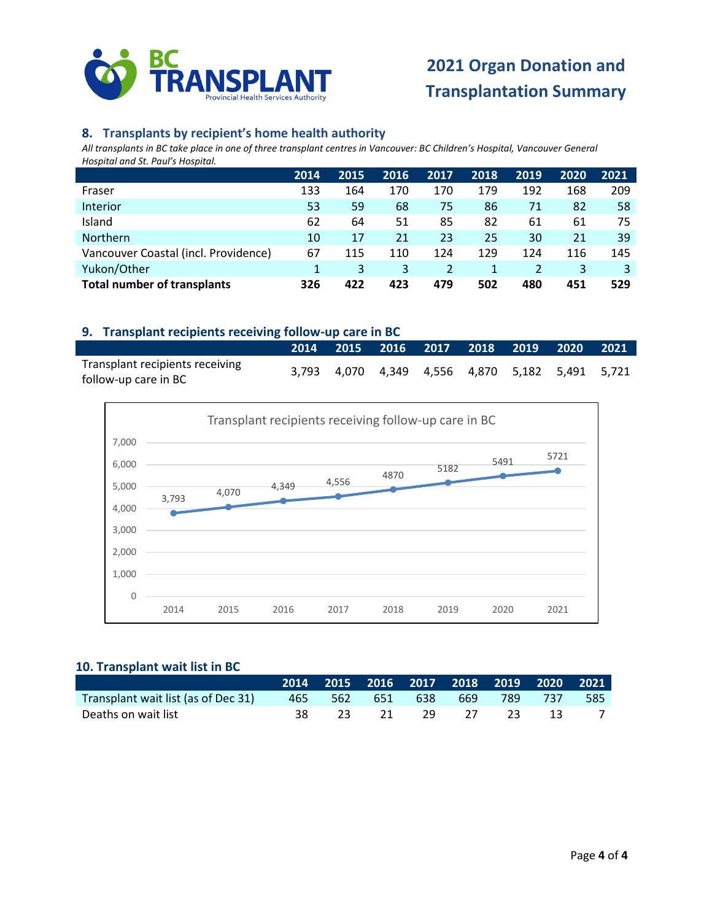# 2021 Organ Donation and Transplantation Summary

## 8. Transplants by recipient's home health authority

*All transplants in BC take place in one of three transplant centres in Vancouver: BC Children's Hospital, Vancouver General Hospital and St. Paul's Hospital.*

| | 2014 | 2015 | 2016 | 2017 | 2018 | 2019 | 2020 | 2021 |
|---|---|---|---|---|---|---|---|---|
| Fraser | 133 | 164 | 170 | 170 | 179 | 192 | 168 | 209 |
| Interior | 53 | 59 | 68 | 75 | 86 | 71 | 82 | 58 |
| Island | 62 | 64 | 51 | 85 | 82 | 61 | 61 | 75 |
| Northern | 10 | 17 | 21 | 23 | 25 | 30 | 21 | 39 |
| Vancouver Coastal (incl. Providence) | 67 | 115 | 110 | 124 | 129 | 124 | 116 | 145 |
| Yukon/Other | 1 | 3 | 3 | 2 | 1 | 2 | 3 | 3 |
| **Total number of transplants** | **326** | **422** | **423** | **479** | **502** | **480** | **451** | **529** |

## 9. Transplant recipients receiving follow-up care in BC

| | 2014 | 2015 | 2016 | 2017 | 2018 | 2019 | 2020 | 2021 |
|---|---|---|---|---|---|---|---|---|
| Transplant recipients receiving follow-up care in BC | 3,793 | 4,070 | 4,349 | 4,556 | 4,870 | 5,182 | 5,491 | 5,721 |

Transplant recipients receiving follow-up care in BC

7,000
6,000
5,000
4,000
3,000
2,000
1,000
0

3,793
4,070
4,349
4,556
4870
5182
5491
5721

2014 2015 2016 2017 2018 2019 2020 2021

## 10. Transplant wait list in BC

| | 2014 | 2015 | 2016 | 2017 | 2018 | 2019 | 2020 | 2021 |
|---|---|---|---|---|---|---|---|---|
| Transplant wait list (as of Dec 31) | 465 | 562 | 651 | 638 | 669 | 789 | 737 | 585 |
| Deaths on wait list | 38 | 23 | 21 | 29 | 27 | 23 | 13 | 7 |